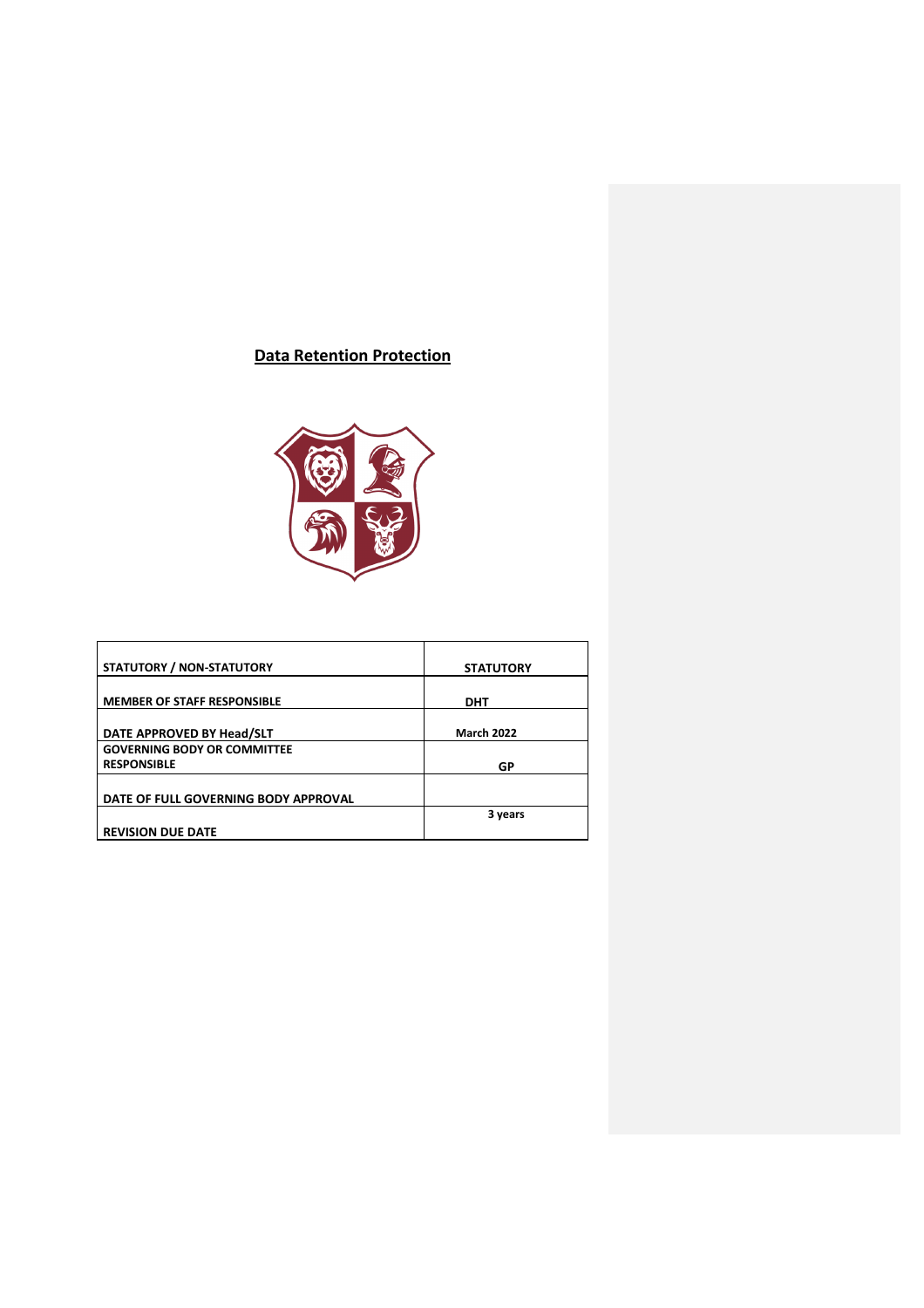# Data Retention Protection

| STATUTORY / NON-STATUTORY | STATUTORY |
| --- | --- |
| MEMBER OF STAFF RESPONSIBLE | DHT |
| DATE APPROVED BY Head/SLT | March 2022 |
| GOVERNING BODY OR COMMITTEE RESPONSIBLE | GP |
| DATE OF FULL GOVERNING BODY APPROVAL | |
| REVISION DUE DATE | 3 years |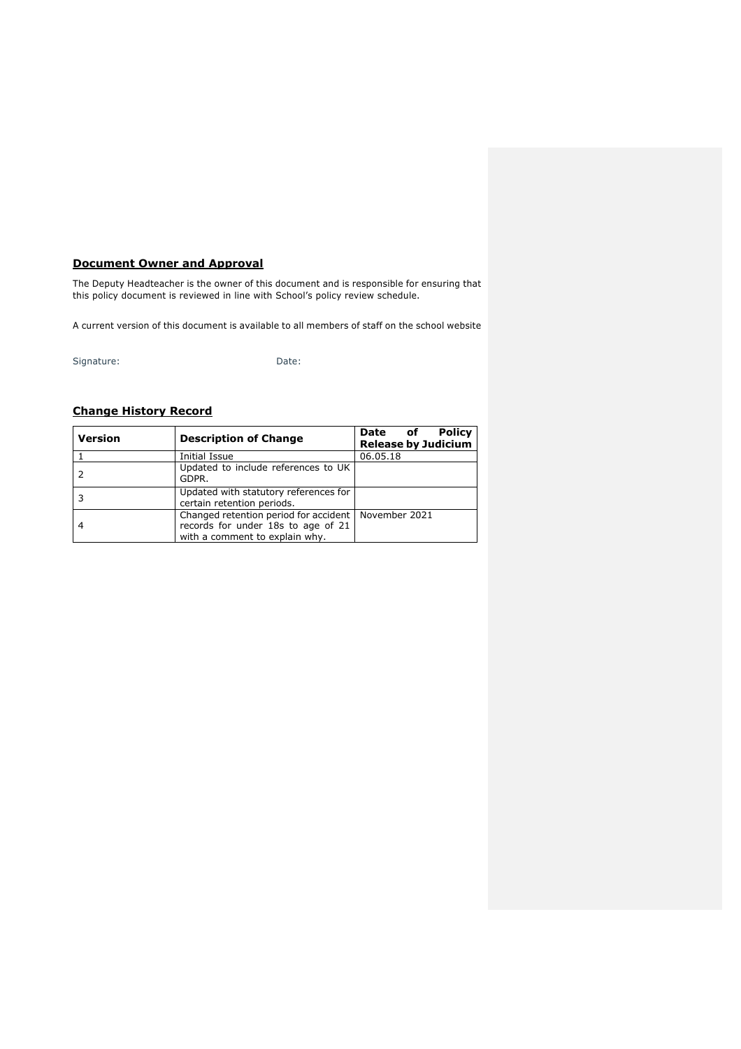## **Document Owner and Approval**

The Deputy Headteacher is the owner of this document and is responsible for ensuring that this policy document is reviewed in line with School's policy review schedule.

A current version of this document is available to all members of staff on the school website

Signature: Date:

## **Change History Record**

| Version | Description of Change | Date of Policy Release by Judicium |
|---|---|---|
| 1 | Initial Issue | 06.05.18 |
| 2 | Updated to include references to UK GDPR. | |
| 3 | Updated with statutory references for certain retention periods. | |
| 4 | Changed retention period for accident records for under 18s to age of 21 with a comment to explain why. | November 2021 |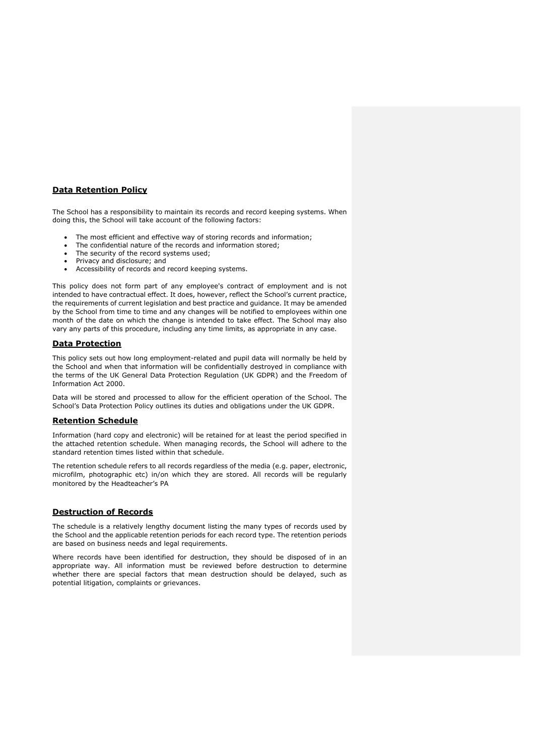## Data Retention Policy

The School has a responsibility to maintain its records and record keeping systems. When doing this, the School will take account of the following factors:

- The most efficient and effective way of storing records and information;
- The confidential nature of the records and information stored;
- The security of the record systems used;
- Privacy and disclosure; and
- Accessibility of records and record keeping systems.

This policy does not form part of any employee's contract of employment and is not intended to have contractual effect. It does, however, reflect the School's current practice, the requirements of current legislation and best practice and guidance. It may be amended by the School from time to time and any changes will be notified to employees within one month of the date on which the change is intended to take effect. The School may also vary any parts of this procedure, including any time limits, as appropriate in any case.

## Data Protection

This policy sets out how long employment-related and pupil data will normally be held by the School and when that information will be confidentially destroyed in compliance with the terms of the UK General Data Protection Regulation (UK GDPR) and the Freedom of Information Act 2000.

Data will be stored and processed to allow for the efficient operation of the School. The School's Data Protection Policy outlines its duties and obligations under the UK GDPR.

## Retention Schedule

Information (hard copy and electronic) will be retained for at least the period specified in the attached retention schedule. When managing records, the School will adhere to the standard retention times listed within that schedule.

The retention schedule refers to all records regardless of the media (e.g. paper, electronic, microfilm, photographic etc) in/on which they are stored. All records will be regularly monitored by the Headteacher's PA

## Destruction of Records

The schedule is a relatively lengthy document listing the many types of records used by the School and the applicable retention periods for each record type. The retention periods are based on business needs and legal requirements.

Where records have been identified for destruction, they should be disposed of in an appropriate way. All information must be reviewed before destruction to determine whether there are special factors that mean destruction should be delayed, such as potential litigation, complaints or grievances.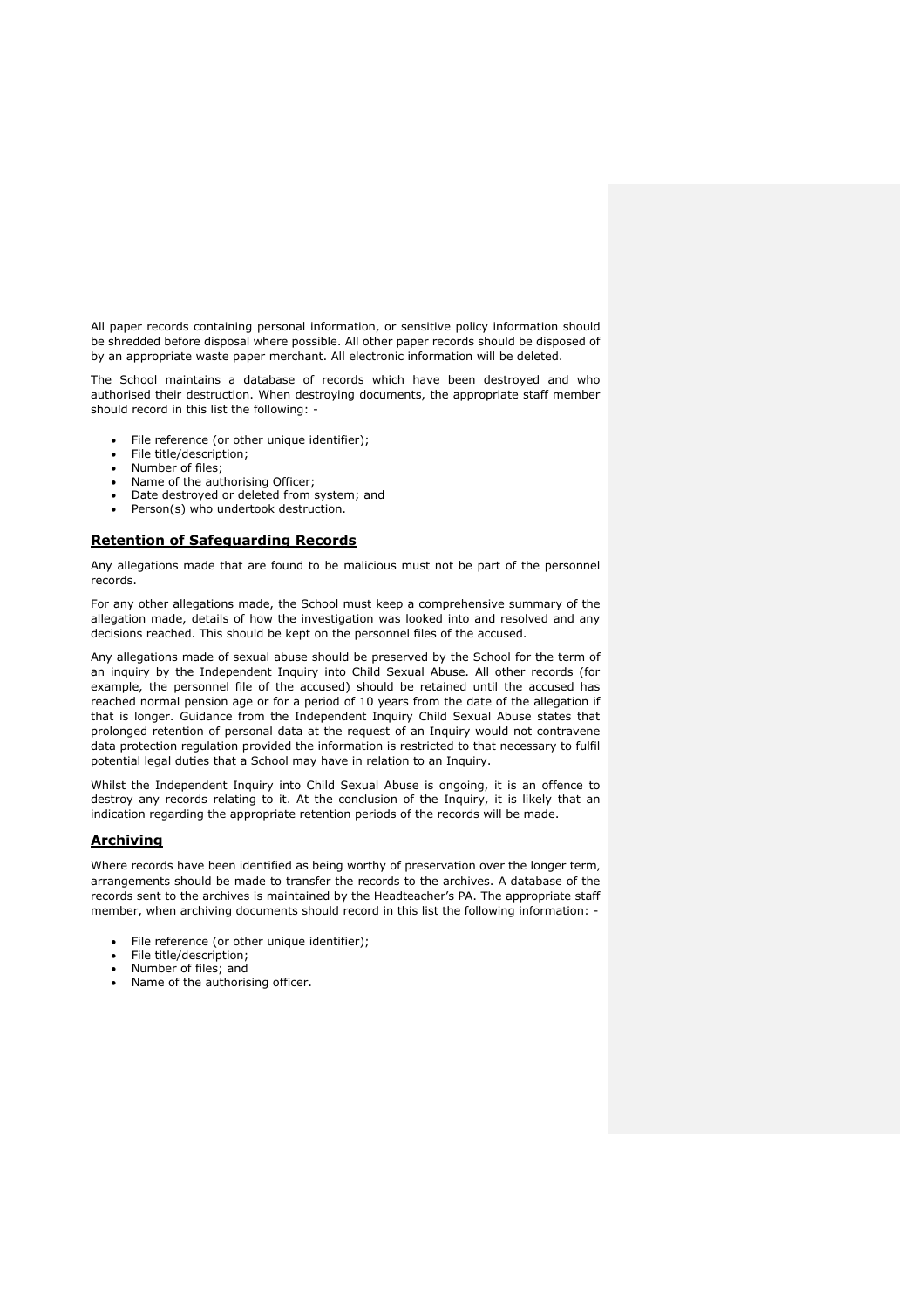All paper records containing personal information, or sensitive policy information should be shredded before disposal where possible. All other paper records should be disposed of by an appropriate waste paper merchant. All electronic information will be deleted.

The School maintains a database of records which have been destroyed and who authorised their destruction. When destroying documents, the appropriate staff member should record in this list the following: -

- File reference (or other unique identifier);
- File title/description;
- Number of files;
- Name of the authorising Officer;
- Date destroyed or deleted from system; and
- Person(s) who undertook destruction.

## Retention of Safeguarding Records

Any allegations made that are found to be malicious must not be part of the personnel records.

For any other allegations made, the School must keep a comprehensive summary of the allegation made, details of how the investigation was looked into and resolved and any decisions reached. This should be kept on the personnel files of the accused.

Any allegations made of sexual abuse should be preserved by the School for the term of an inquiry by the Independent Inquiry into Child Sexual Abuse. All other records (for example, the personnel file of the accused) should be retained until the accused has reached normal pension age or for a period of 10 years from the date of the allegation if that is longer. Guidance from the Independent Inquiry Child Sexual Abuse states that prolonged retention of personal data at the request of an Inquiry would not contravene data protection regulation provided the information is restricted to that necessary to fulfil potential legal duties that a School may have in relation to an Inquiry.

Whilst the Independent Inquiry into Child Sexual Abuse is ongoing, it is an offence to destroy any records relating to it. At the conclusion of the Inquiry, it is likely that an indication regarding the appropriate retention periods of the records will be made.

## Archiving

Where records have been identified as being worthy of preservation over the longer term, arrangements should be made to transfer the records to the archives. A database of the records sent to the archives is maintained by the Headteacher's PA. The appropriate staff member, when archiving documents should record in this list the following information: -

- File reference (or other unique identifier);
- File title/description;
- Number of files; and
- Name of the authorising officer.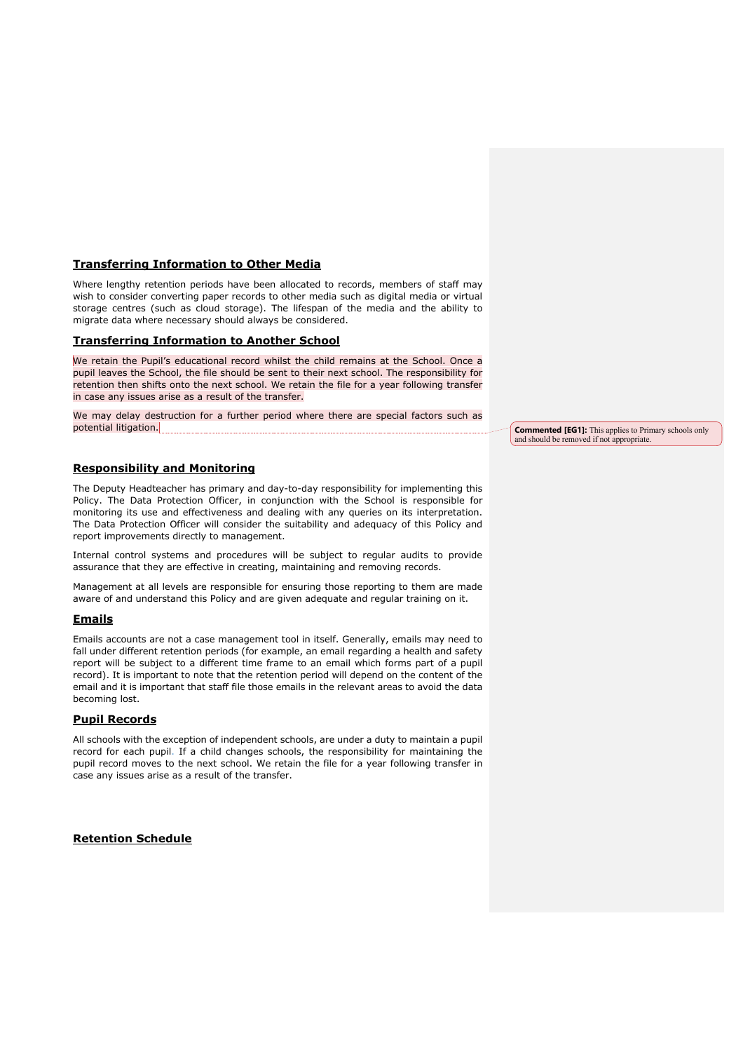## Transferring Information to Other Media

Where lengthy retention periods have been allocated to records, members of staff may wish to consider converting paper records to other media such as digital media or virtual storage centres (such as cloud storage). The lifespan of the media and the ability to migrate data where necessary should always be considered.

## Transferring Information to Another School

We retain the Pupil's educational record whilst the child remains at the School. Once a pupil leaves the School, the file should be sent to their next school. The responsibility for retention then shifts onto the next school. We retain the file for a year following transfer in case any issues arise as a result of the transfer.

We may delay destruction for a further period where there are special factors such as potential litigation.

**Commented [EG1]:** This applies to Primary schools only and should be removed if not appropriate.

## Responsibility and Monitoring

The Deputy Headteacher has primary and day-to-day responsibility for implementing this Policy. The Data Protection Officer, in conjunction with the School is responsible for monitoring its use and effectiveness and dealing with any queries on its interpretation. The Data Protection Officer will consider the suitability and adequacy of this Policy and report improvements directly to management.

Internal control systems and procedures will be subject to regular audits to provide assurance that they are effective in creating, maintaining and removing records.

Management at all levels are responsible for ensuring those reporting to them are made aware of and understand this Policy and are given adequate and regular training on it.

## Emails

Emails accounts are not a case management tool in itself. Generally, emails may need to fall under different retention periods (for example, an email regarding a health and safety report will be subject to a different time frame to an email which forms part of a pupil record). It is important to note that the retention period will depend on the content of the email and it is important that staff file those emails in the relevant areas to avoid the data becoming lost.

## Pupil Records

All schools with the exception of independent schools, are under a duty to maintain a pupil record for each pupil. If a child changes schools, the responsibility for maintaining the pupil record moves to the next school. We retain the file for a year following transfer in case any issues arise as a result of the transfer.

## Retention Schedule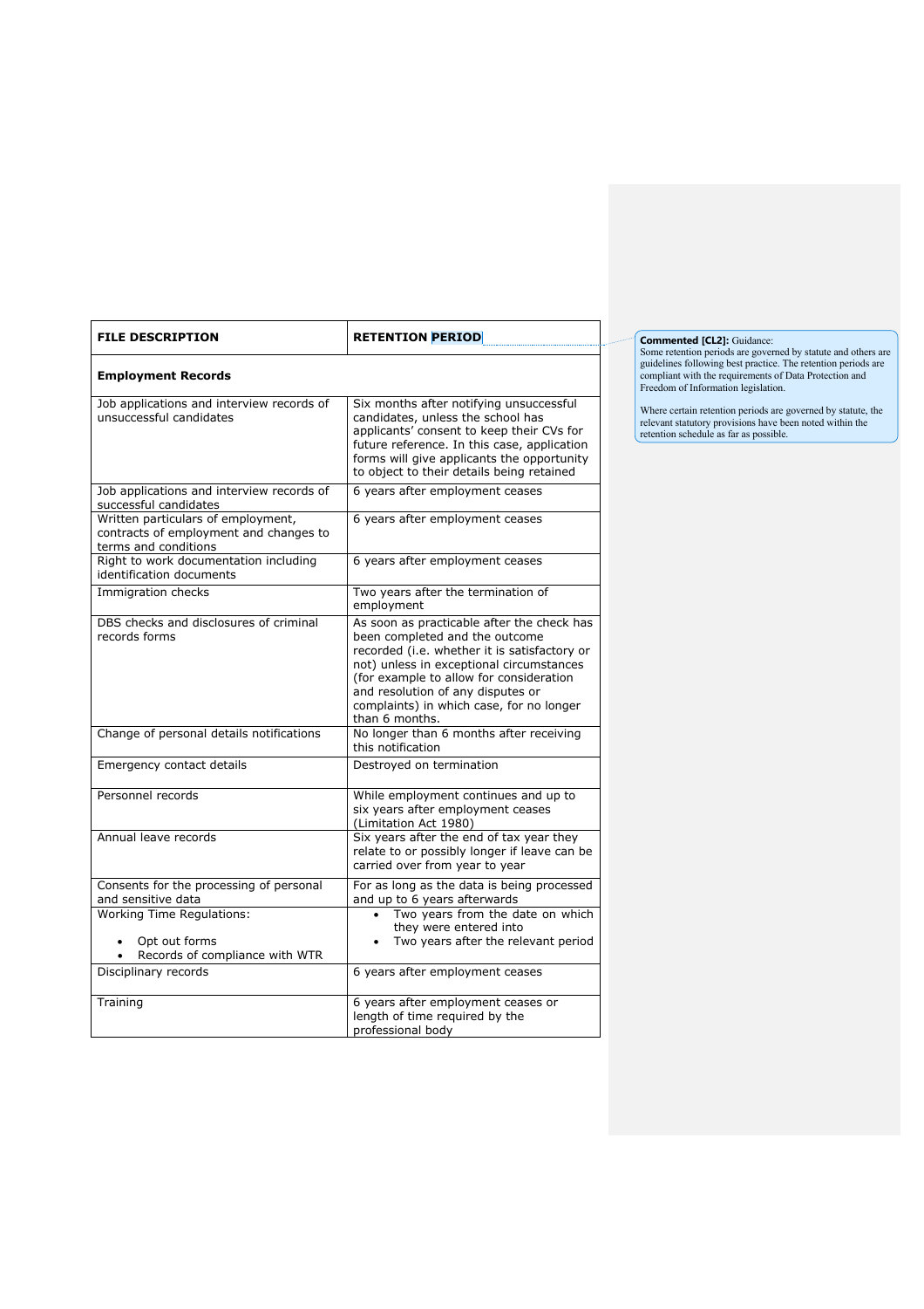| FILE DESCRIPTION | RETENTION PERIOD |
|---|---|
| **Employment Records** | |
| Job applications and interview records of unsuccessful candidates | Six months after notifying unsuccessful candidates, unless the school has applicants' consent to keep their CVs for future reference. In this case, application forms will give applicants the opportunity to object to their details being retained |
| Job applications and interview records of successful candidates | 6 years after employment ceases |
| Written particulars of employment, contracts of employment and changes to terms and conditions | 6 years after employment ceases |
| Right to work documentation including identification documents | 6 years after employment ceases |
| Immigration checks | Two years after the termination of employment |
| DBS checks and disclosures of criminal records forms | As soon as practicable after the check has been completed and the outcome recorded (i.e. whether it is satisfactory or not) unless in exceptional circumstances (for example to allow for consideration and resolution of any disputes or complaints) in which case, for no longer than 6 months. |
| Change of personal details notifications | No longer than 6 months after receiving this notification |
| Emergency contact details | Destroyed on termination |
| Personnel records | While employment continues and up to six years after employment ceases (Limitation Act 1980) |
| Annual leave records | Six years after the end of tax year they relate to or possibly longer if leave can be carried over from year to year |
| Consents for the processing of personal and sensitive data | For as long as the data is being processed and up to 6 years afterwards |
| Working Time Regulations:<br>• Opt out forms<br>• Records of compliance with WTR | • Two years from the date on which they were entered into<br>• Two years after the relevant period |
| Disciplinary records | 6 years after employment ceases |
| Training | 6 years after employment ceases or length of time required by the professional body |

**Commented [CL2]:** Guidance:
Some retention periods are governed by statute and others are guidelines following best practice. The retention periods are compliant with the requirements of Data Protection and Freedom of Information legislation.

Where certain retention periods are governed by statute, the relevant statutory provisions have been noted within the retention schedule as far as possible.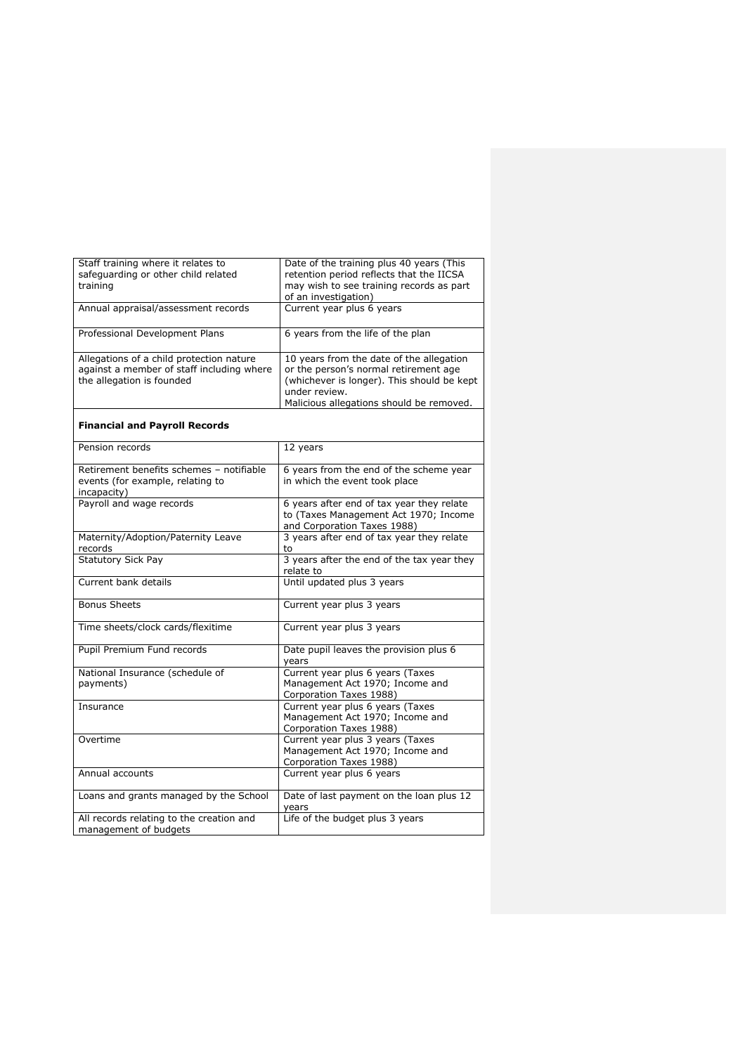| | |
|---|---|
| Staff training where it relates to safeguarding or other child related training | Date of the training plus 40 years (This retention period reflects that the IICSA may wish to see training records as part of an investigation) |
| Annual appraisal/assessment records | Current year plus 6 years |
| Professional Development Plans | 6 years from the life of the plan |
| Allegations of a child protection nature against a member of staff including where the allegation is founded | 10 years from the date of the allegation or the person's normal retirement age (whichever is longer). This should be kept under review.<br>Malicious allegations should be removed. |

**Financial and Payroll Records**

| | |
|---|---|
| Pension records | 12 years |
| Retirement benefits schemes – notifiable events (for example, relating to incapacity) | 6 years from the end of the scheme year in which the event took place |
| Payroll and wage records | 6 years after end of tax year they relate to (Taxes Management Act 1970; Income and Corporation Taxes 1988) |
| Maternity/Adoption/Paternity Leave records | 3 years after end of tax year they relate to |
| Statutory Sick Pay | 3 years after the end of the tax year they relate to |
| Current bank details | Until updated plus 3 years |
| Bonus Sheets | Current year plus 3 years |
| Time sheets/clock cards/flexitime | Current year plus 3 years |
| Pupil Premium Fund records | Date pupil leaves the provision plus 6 years |
| National Insurance (schedule of payments) | Current year plus 6 years (Taxes Management Act 1970; Income and Corporation Taxes 1988) |
| Insurance | Current year plus 6 years (Taxes Management Act 1970; Income and Corporation Taxes 1988) |
| Overtime | Current year plus 3 years (Taxes Management Act 1970; Income and Corporation Taxes 1988) |
| Annual accounts | Current year plus 6 years |
| Loans and grants managed by the School | Date of last payment on the loan plus 12 years |
| All records relating to the creation and management of budgets | Life of the budget plus 3 years |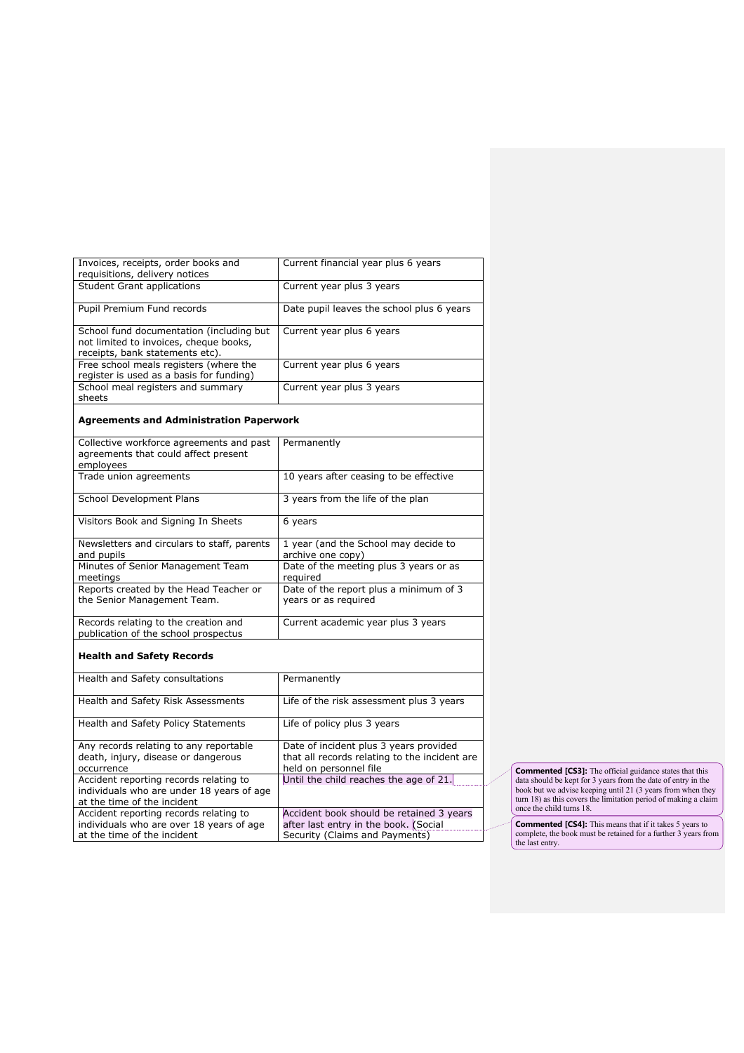| | |
|---|---|
| Invoices, receipts, order books and requisitions, delivery notices | Current financial year plus 6 years |
| Student Grant applications | Current year plus 3 years |
| Pupil Premium Fund records | Date pupil leaves the school plus 6 years |
| School fund documentation (including but not limited to invoices, cheque books, receipts, bank statements etc). | Current year plus 6 years |
| Free school meals registers (where the register is used as a basis for funding) | Current year plus 6 years |
| School meal registers and summary sheets | Current year plus 3 years |
| **Agreements and Administration Paperwork** | |
| Collective workforce agreements and past agreements that could affect present employees | Permanently |
| Trade union agreements | 10 years after ceasing to be effective |
| School Development Plans | 3 years from the life of the plan |
| Visitors Book and Signing In Sheets | 6 years |
| Newsletters and circulars to staff, parents and pupils | 1 year (and the School may decide to archive one copy) |
| Minutes of Senior Management Team meetings | Date of the meeting plus 3 years or as required |
| Reports created by the Head Teacher or the Senior Management Team. | Date of the report plus a minimum of 3 years or as required |
| Records relating to the creation and publication of the school prospectus | Current academic year plus 3 years |
| **Health and Safety Records** | |
| Health and Safety consultations | Permanently |
| Health and Safety Risk Assessments | Life of the risk assessment plus 3 years |
| Health and Safety Policy Statements | Life of policy plus 3 years |
| Any records relating to any reportable death, injury, disease or dangerous occurrence | Date of incident plus 3 years provided that all records relating to the incident are held on personnel file |
| Accident reporting records relating to individuals who are under 18 years of age at the time of the incident | Until the child reaches the age of 21. |
| Accident reporting records relating to individuals who are over 18 years of age at the time of the incident | Accident book should be retained 3 years after last entry in the book. (Social Security (Claims and Payments) |

**Commented [CS3]:** The official guidance states that this data should be kept for 3 years from the date of entry in the book but we advise keeping until 21 (3 years from when they turn 18) as this covers the limitation period of making a claim once the child turns 18.

**Commented [CS4]:** This means that if it takes 5 years to complete, the book must be retained for a further 3 years from the last entry.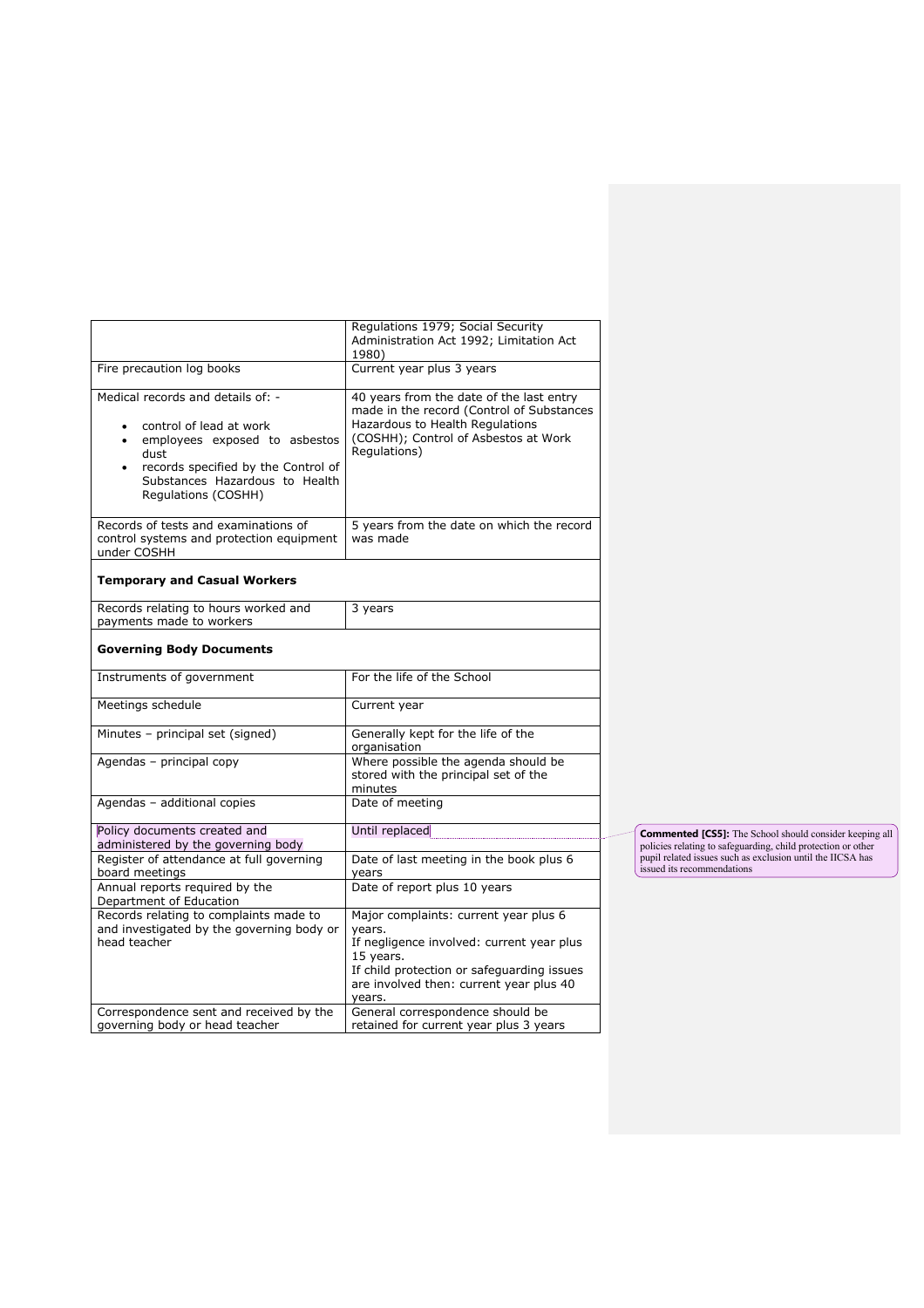|  |  |
| --- | --- |
|  | Regulations 1979; Social Security Administration Act 1992; Limitation Act 1980) |
| Fire precaution log books | Current year plus 3 years |
| Medical records and details of: - <br>• control of lead at work<br>• employees exposed to asbestos dust<br>• records specified by the Control of Substances Hazardous to Health Regulations (COSHH) | 40 years from the date of the last entry made in the record (Control of Substances Hazardous to Health Regulations (COSHH); Control of Asbestos at Work Regulations) |
| Records of tests and examinations of control systems and protection equipment under COSHH | 5 years from the date on which the record was made |
| **Temporary and Casual Workers** |  |
| Records relating to hours worked and payments made to workers | 3 years |
| **Governing Body Documents** |  |
| Instruments of government | For the life of the School |
| Meetings schedule | Current year |
| Minutes – principal set (signed) | Generally kept for the life of the organisation |
| Agendas – principal copy | Where possible the agenda should be stored with the principal set of the minutes |
| Agendas – additional copies | Date of meeting |
| Policy documents created and administered by the governing body | Until replaced |
| Register of attendance at full governing board meetings | Date of last meeting in the book plus 6 years |
| Annual reports required by the Department of Education | Date of report plus 10 years |
| Records relating to complaints made to and investigated by the governing body or head teacher | Major complaints: current year plus 6 years.<br>If negligence involved: current year plus 15 years.<br>If child protection or safeguarding issues are involved then: current year plus 40 years. |
| Correspondence sent and received by the governing body or head teacher | General correspondence should be retained for current year plus 3 years |

**Commented [CS5]:** The School should consider keeping all policies relating to safeguarding, child protection or other pupil related issues such as exclusion until the IICSA has issued its recommendations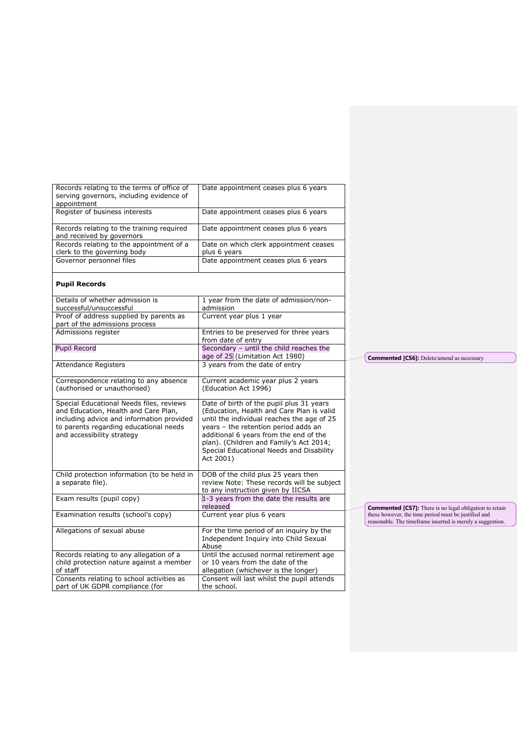| | |
|---|---|
| Records relating to the terms of office of serving governors, including evidence of appointment | Date appointment ceases plus 6 years |
| Register of business interests | Date appointment ceases plus 6 years |
| Records relating to the training required and received by governors | Date appointment ceases plus 6 years |
| Records relating to the appointment of a clerk to the governing body | Date on which clerk appointment ceases plus 6 years |
| Governor personnel files | Date appointment ceases plus 6 years |
| **Pupil Records** | |
| Details of whether admission is successful/unsuccessful | 1 year from the date of admission/non-admission |
| Proof of address supplied by parents as part of the admissions process | Current year plus 1 year |
| Admissions register | Entries to be preserved for three years from date of entry |
| Pupil Record | Secondary – until the child reaches the age of 25 (Limitation Act 1980) |
| Attendance Registers | 3 years from the date of entry |
| Correspondence relating to any absence (authorised or unauthorised) | Current academic year plus 2 years (Education Act 1996) |
| Special Educational Needs files, reviews and Education, Health and Care Plan, including advice and information provided to parents regarding educational needs and accessibility strategy | Date of birth of the pupil plus 31 years (Education, Health and Care Plan is valid until the individual reaches the age of 25 years – the retention period adds an additional 6 years from the end of the plan). (Children and Family's Act 2014; Special Educational Needs and Disability Act 2001) |
| Child protection information (to be held in a separate file). | DOB of the child plus 25 years then review Note: These records will be subject to any instruction given by IICSA |
| Exam results (pupil copy) | 1-3 years from the date the results are released |
| Examination results (school's copy) | Current year plus 6 years |
| Allegations of sexual abuse | For the time period of an inquiry by the Independent Inquiry into Child Sexual Abuse |
| Records relating to any allegation of a child protection nature against a member of staff | Until the accused normal retirement age or 10 years from the date of the allegation (whichever is the longer) |
| Consents relating to school activities as part of UK GDPR compliance (for | Consent will last whilst the pupil attends the school. |

**Commented [CS6]:** Delete/amend as necessary

**Commented [CS7]:** There is no legal obligation to retain these however, the time period must be justified and reasonable. The timeframe inserted is merely a suggestion.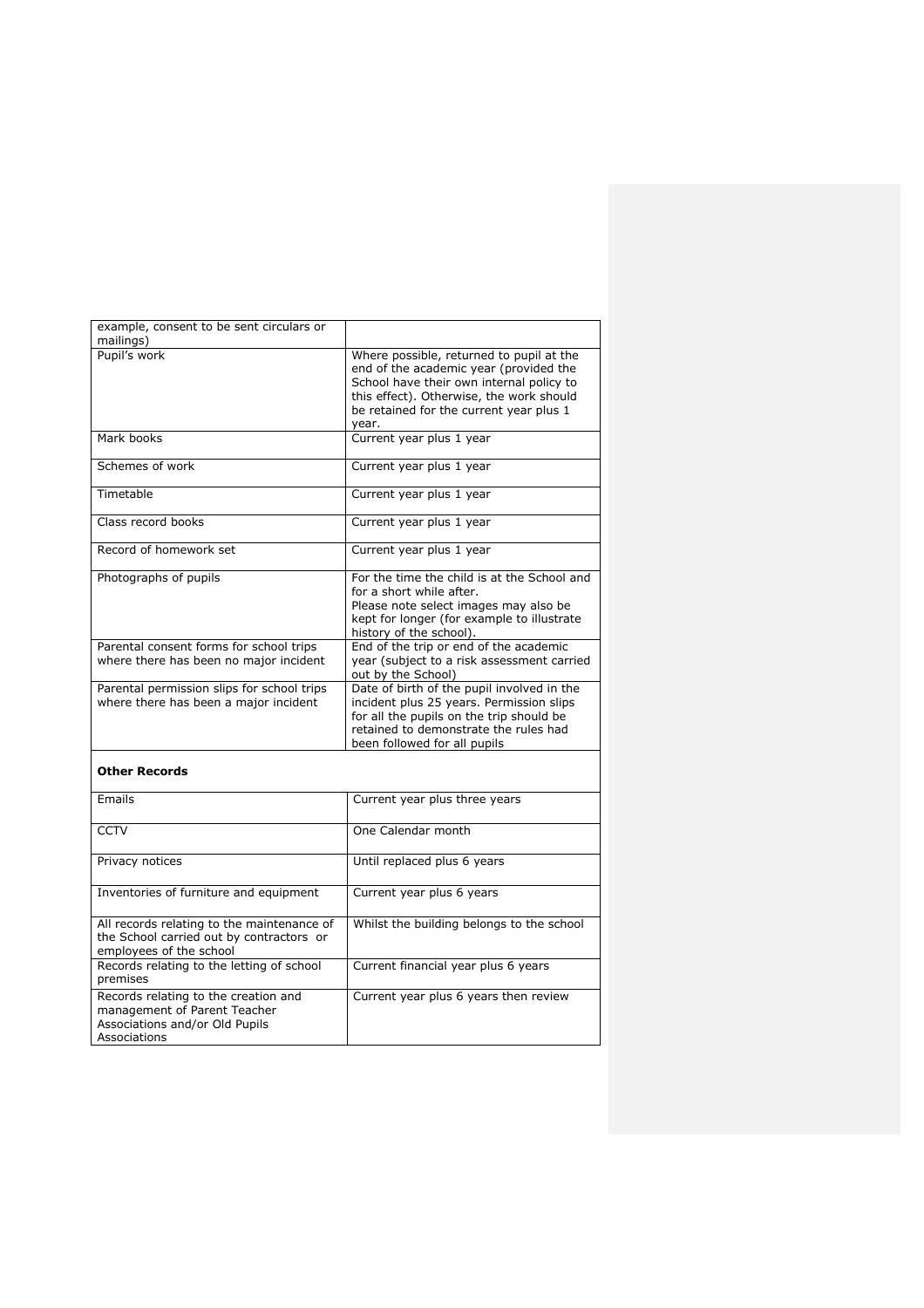| | |
|---|---|
| example, consent to be sent circulars or mailings) | |
| Pupil's work | Where possible, returned to pupil at the end of the academic year (provided the School have their own internal policy to this effect). Otherwise, the work should be retained for the current year plus 1 year. |
| Mark books | Current year plus 1 year |
| Schemes of work | Current year plus 1 year |
| Timetable | Current year plus 1 year |
| Class record books | Current year plus 1 year |
| Record of homework set | Current year plus 1 year |
| Photographs of pupils | For the time the child is at the School and for a short while after. Please note select images may also be kept for longer (for example to illustrate history of the school). |
| Parental consent forms for school trips where there has been no major incident | End of the trip or end of the academic year (subject to a risk assessment carried out by the School) |
| Parental permission slips for school trips where there has been a major incident | Date of birth of the pupil involved in the incident plus 25 years. Permission slips for all the pupils on the trip should be retained to demonstrate the rules had been followed for all pupils |

**Other Records**

| | |
|---|---|
| Emails | Current year plus three years |
| CCTV | One Calendar month |
| Privacy notices | Until replaced plus 6 years |
| Inventories of furniture and equipment | Current year plus 6 years |
| All records relating to the maintenance of the School carried out by contractors or employees of the school | Whilst the building belongs to the school |
| Records relating to the letting of school premises | Current financial year plus 6 years |
| Records relating to the creation and management of Parent Teacher Associations and/or Old Pupils Associations | Current year plus 6 years then review |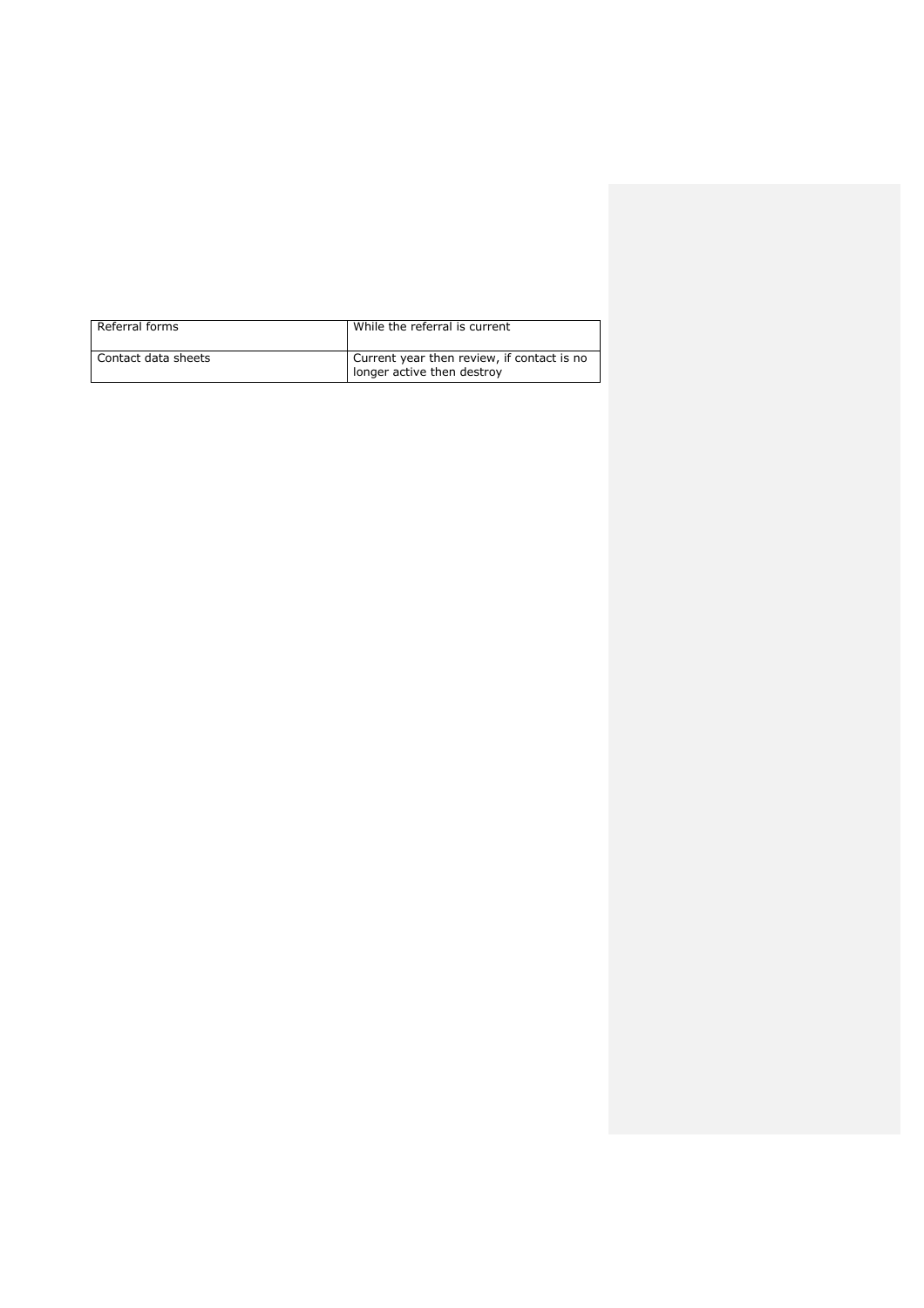| | |
|---|---|
| Referral forms | While the referral is current |
| Contact data sheets | Current year then review, if contact is no longer active then destroy |